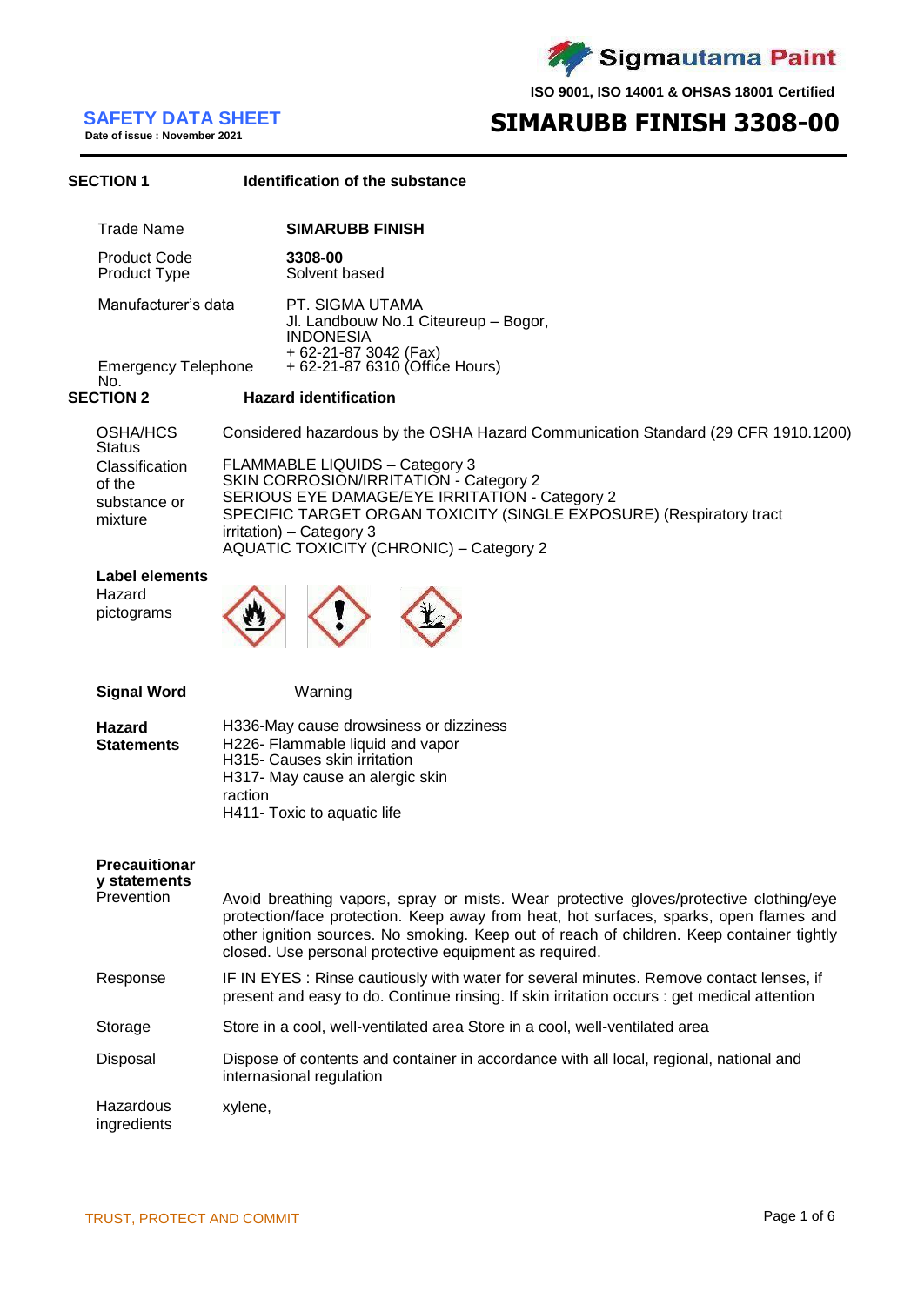Sigmautama Paint

ISO 9001, ISO 14001 & OHSAS 18001 Certified

# SAFETY DATA SHEET

Date of issue : November 2021

# SIMARUBB FINISH 3308-00

## SECTION 1 Identification of the substance

| | |
|---|---|
| Trade Name | **SIMARUBB FINISH** |
| Product Code | **3308-00** |
| Product Type | Solvent based |
| Manufacturer's data | PT. SIGMA UTAMA<br>Jl. Landbouw No.1 Citeureup – Bogor, INDONESIA<br>+ 62-21-87 3042 (Fax) |
| Emergency Telephone No. | + 62-21-87 6310 (Office Hours) |

## SECTION 2 Hazard identification

| | |
|---|---|
| OSHA/HCS Status | Considered hazardous by the OSHA Hazard Communication Standard (29 CFR 1910.1200) |
| Classification of the substance or mixture | FLAMMABLE LIQUIDS – Category 3<br>SKIN CORROSION/IRRITATION - Category 2<br>SERIOUS EYE DAMAGE/EYE IRRITATION - Category 2<br>SPECIFIC TARGET ORGAN TOXICITY (SINGLE EXPOSURE) (Respiratory tract irritation) – Category 3<br>AQUATIC TOXICITY (CHRONIC) – Category 2 |

**Label elements**

Hazard pictograms

**Signal Word** Warning

**Hazard Statements**

H336-May cause drowsiness or dizziness
H226- Flammable liquid and vapor
H315- Causes skin irritation
H317- May cause an alergic skin raction
H411- Toxic to aquatic life

**Precauitionary statements**

| | |
|---|---|
| Prevention | Avoid breathing vapors, spray or mists. Wear protective gloves/protective clothing/eye protection/face protection. Keep away from heat, hot surfaces, sparks, open flames and other ignition sources. No smoking. Keep out of reach of children. Keep container tightly closed. Use personal protective equipment as required. |
| Response | IF IN EYES : Rinse cautiously with water for several minutes. Remove contact lenses, if present and easy to do. Continue rinsing. If skin irritation occurs : get medical attention |
| Storage | Store in a cool, well-ventilated area Store in a cool, well-ventilated area |
| Disposal | Dispose of contents and container in accordance with all local, regional, national and internasional regulation |
| Hazardous ingredients | xylene, |

TRUST, PROTECT AND COMMIT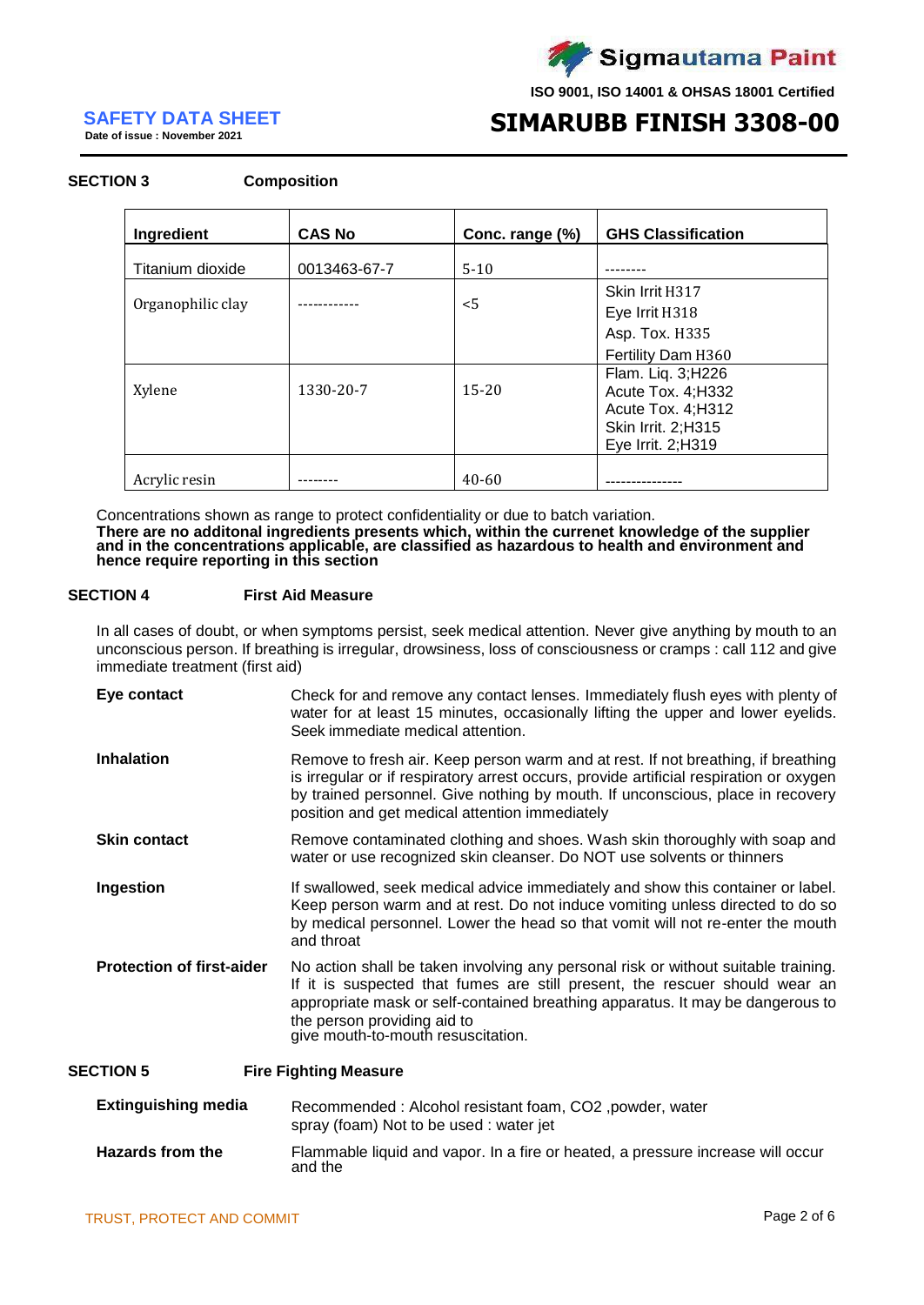## SECTION 3 Composition

| Ingredient | CAS No | Conc. range (%) | GHS Classification |
|---|---|---|---|
| Titanium dioxide | 0013463-67-7 | 5-10 | -------- |
| Organophilic clay | ------------ | <5 | Skin Irrit H317<br>Eye Irrit H318<br>Asp. Tox. H335<br>Fertility Dam H360 |
| Xylene | 1330-20-7 | 15-20 | Flam. Liq. 3;H226<br>Acute Tox. 4;H332<br>Acute Tox. 4;H312<br>Skin Irrit. 2;H315<br>Eye Irrit. 2;H319 |
| Acrylic resin | -------- | 40-60 | --------------- |

Concentrations shown as range to protect confidentiality or due to batch variation.

**There are no additonal ingredients presents which, within the currenet knowledge of the supplier and in the concentrations applicable, are classified as hazardous to health and environment and hence require reporting in this section**

## SECTION 4 First Aid Measure

In all cases of doubt, or when symptoms persist, seek medical attention. Never give anything by mouth to an unconscious person. If breathing is irregular, drowsiness, loss of consciousness or cramps : call 112 and give immediate treatment (first aid)

**Eye contact**
Check for and remove any contact lenses. Immediately flush eyes with plenty of water for at least 15 minutes, occasionally lifting the upper and lower eyelids. Seek immediate medical attention.

**Inhalation**
Remove to fresh air. Keep person warm and at rest. If not breathing, if breathing is irregular or if respiratory arrest occurs, provide artificial respiration or oxygen by trained personnel. Give nothing by mouth. If unconscious, place in recovery position and get medical attention immediately

**Skin contact**
Remove contaminated clothing and shoes. Wash skin thoroughly with soap and water or use recognized skin cleanser. Do NOT use solvents or thinners

**Ingestion**
If swallowed, seek medical advice immediately and show this container or label. Keep person warm and at rest. Do not induce vomiting unless directed to do so by medical personnel. Lower the head so that vomit will not re-enter the mouth and throat

**Protection of first-aider**
No action shall be taken involving any personal risk or without suitable training. If it is suspected that fumes are still present, the rescuer should wear an appropriate mask or self-contained breathing apparatus. It may be dangerous to the person providing aid to
give mouth-to-mouth resuscitation.

## SECTION 5 Fire Fighting Measure

**Extinguishing media**
Recommended : Alcohol resistant foam, $CO_2$ ,powder, water spray (foam) Not to be used : water jet

**Hazards from the**
Flammable liquid and vapor. In a fire or heated, a pressure increase will occur and the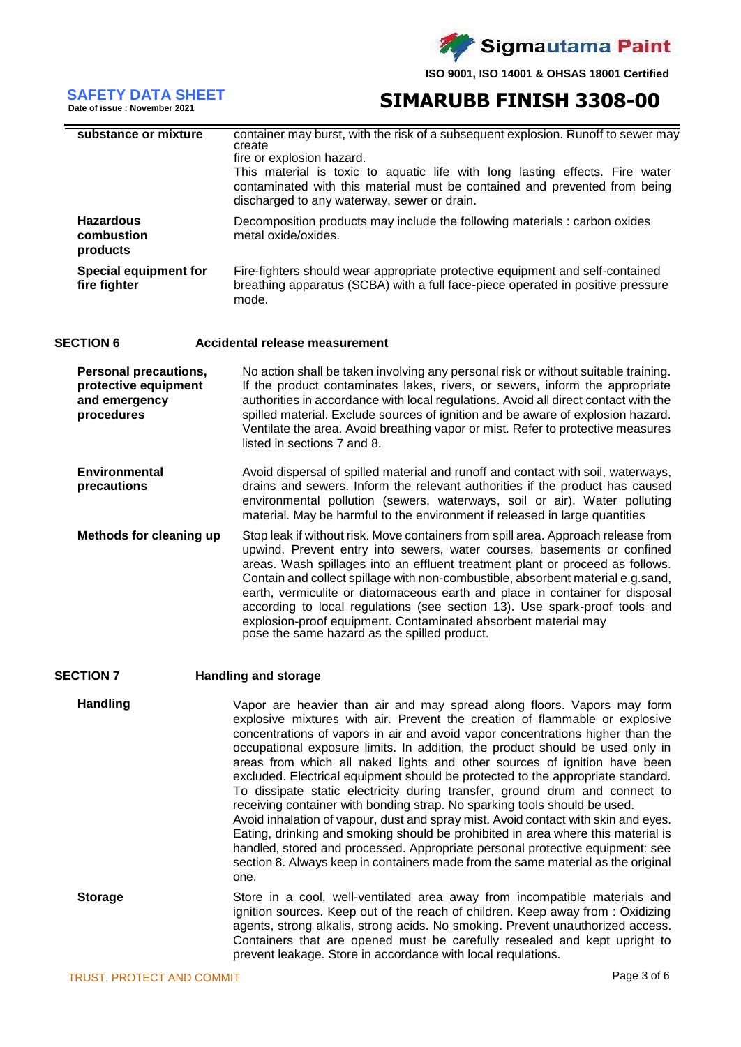| | |
|---|---|
| **substance or mixture** | container may burst, with the risk of a subsequent explosion. Runoff to sewer may create fire or explosion hazard. This material is toxic to aquatic life with long lasting effects. Fire water contaminated with this material must be contained and prevented from being discharged to any waterway, sewer or drain. |
| **Hazardous combustion products** | Decomposition products may include the following materials : carbon oxides metal oxide/oxides. |
| **Special equipment for fire fighter** | Fire-fighters should wear appropriate protective equipment and self-contained breathing apparatus (SCBA) with a full face-piece operated in positive pressure mode. |

## SECTION 6 Accidental release measurement

**Personal precautions, protective equipment and emergency procedures**

No action shall be taken involving any personal risk or without suitable training. If the product contaminates lakes, rivers, or sewers, inform the appropriate authorities in accordance with local regulations. Avoid all direct contact with the spilled material. Exclude sources of ignition and be aware of explosion hazard. Ventilate the area. Avoid breathing vapor or mist. Refer to protective measures listed in sections 7 and 8.

**Environmental precautions**

Avoid dispersal of spilled material and runoff and contact with soil, waterways, drains and sewers. Inform the relevant authorities if the product has caused environmental pollution (sewers, waterways, soil or air). Water polluting material. May be harmful to the environment if released in large quantities

**Methods for cleaning up**

Stop leak if without risk. Move containers from spill area. Approach release from upwind. Prevent entry into sewers, water courses, basements or confined areas. Wash spillages into an effluent treatment plant or proceed as follows. Contain and collect spillage with non-combustible, absorbent material e.g.sand, earth, vermiculite or diatomaceous earth and place in container for disposal according to local regulations (see section 13). Use spark-proof tools and explosion-proof equipment. Contaminated absorbent material may pose the same hazard as the spilled product.

## SECTION 7 Handling and storage

**Handling**

Vapor are heavier than air and may spread along floors. Vapors may form explosive mixtures with air. Prevent the creation of flammable or explosive concentrations of vapors in air and avoid vapor concentrations higher than the occupational exposure limits. In addition, the product should be used only in areas from which all naked lights and other sources of ignition have been excluded. Electrical equipment should be protected to the appropriate standard. To dissipate static electricity during transfer, ground drum and connect to receiving container with bonding strap. No sparking tools should be used. Avoid inhalation of vapour, dust and spray mist. Avoid contact with skin and eyes. Eating, drinking and smoking should be prohibited in area where this material is handled, stored and processed. Appropriate personal protective equipment: see section 8. Always keep in containers made from the same material as the original one.

**Storage**

Store in a cool, well-ventilated area away from incompatible materials and ignition sources. Keep out of the reach of children. Keep away from : Oxidizing agents, strong alkalis, strong acids. No smoking. Prevent unauthorized access. Containers that are opened must be carefully resealed and kept upright to prevent leakage. Store in accordance with local requlations.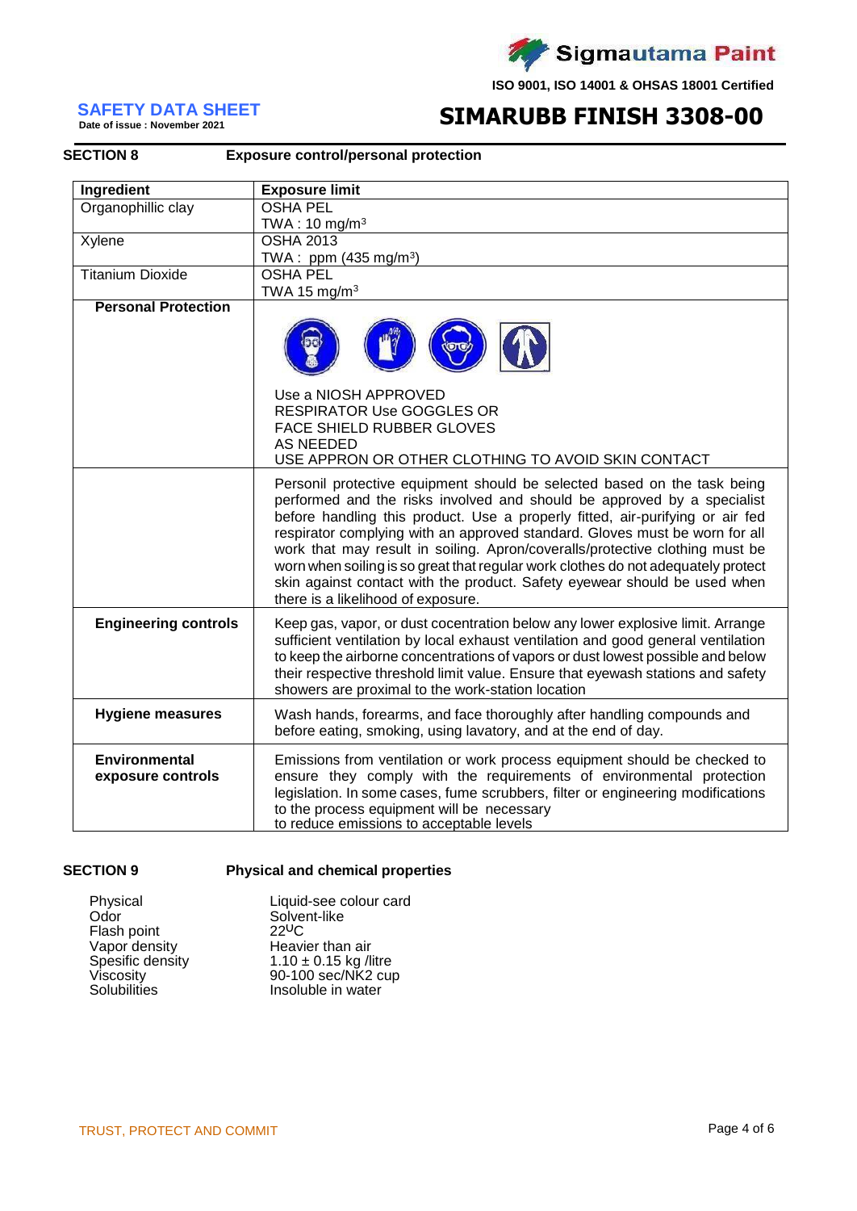**SAFETY DATA SHEET**
Date of issue : November 2021

# SIMARUBB FINISH 3308-00

## SECTION 8 Exposure control/personal protection

| Ingredient | Exposure limit |
| --- | --- |
| Organophillic clay | OSHA PEL<br>TWA : 10 mg/m$^3$ |
| Xylene | OSHA 2013<br>TWA : ppm (435 mg/m$^3$) |
| Titanium Dioxide | OSHA PEL<br>TWA 15 mg/m$^3$ |
| **Personal Protection** | Use a NIOSH APPROVED<br>RESPIRATOR Use GOGGLES OR<br>FACE SHIELD RUBBER GLOVES<br>AS NEEDED<br>USE APPRON OR OTHER CLOTHING TO AVOID SKIN CONTACT |
| | Personil protective equipment should be selected based on the task being performed and the risks involved and should be approved by a specialist before handling this product. Use a properly fitted, air-purifying or air fed respirator complying with an approved standard. Gloves must be worn for all work that may result in soiling. Apron/coveralls/protective clothing must be worn when soiling is so great that regular work clothes do not adequately protect skin against contact with the product. Safety eyewear should be used when there is a likelihood of exposure. |
| **Engineering controls** | Keep gas, vapor, or dust cocentration below any lower explosive limit. Arrange sufficient ventilation by local exhaust ventilation and good general ventilation to keep the airborne concentrations of vapors or dust lowest possible and below their respective threshold limit value. Ensure that eyewash stations and safety showers are proximal to the work-station location |
| **Hygiene measures** | Wash hands, forearms, and face thoroughly after handling compounds and before eating, smoking, using lavatory, and at the end of day. |
| **Environmental exposure controls** | Emissions from ventilation or work process equipment should be checked to ensure they comply with the requirements of environmental protection legislation. In some cases, fume scrubbers, filter or engineering modifications to the process equipment will be necessary to reduce emissions to acceptable levels |

## SECTION 9 Physical and chemical properties

| | |
| --- | --- |
| Physical | Liquid-see colour card |
| Odor | Solvent-like |
| Flash point | 22$^{\circ}$C |
| Vapor density | Heavier than air |
| Spesific density | 1.10 ± 0.15 kg /litre |
| Viscosity | 90-100 sec/NK2 cup |
| Solubilities | Insoluble in water |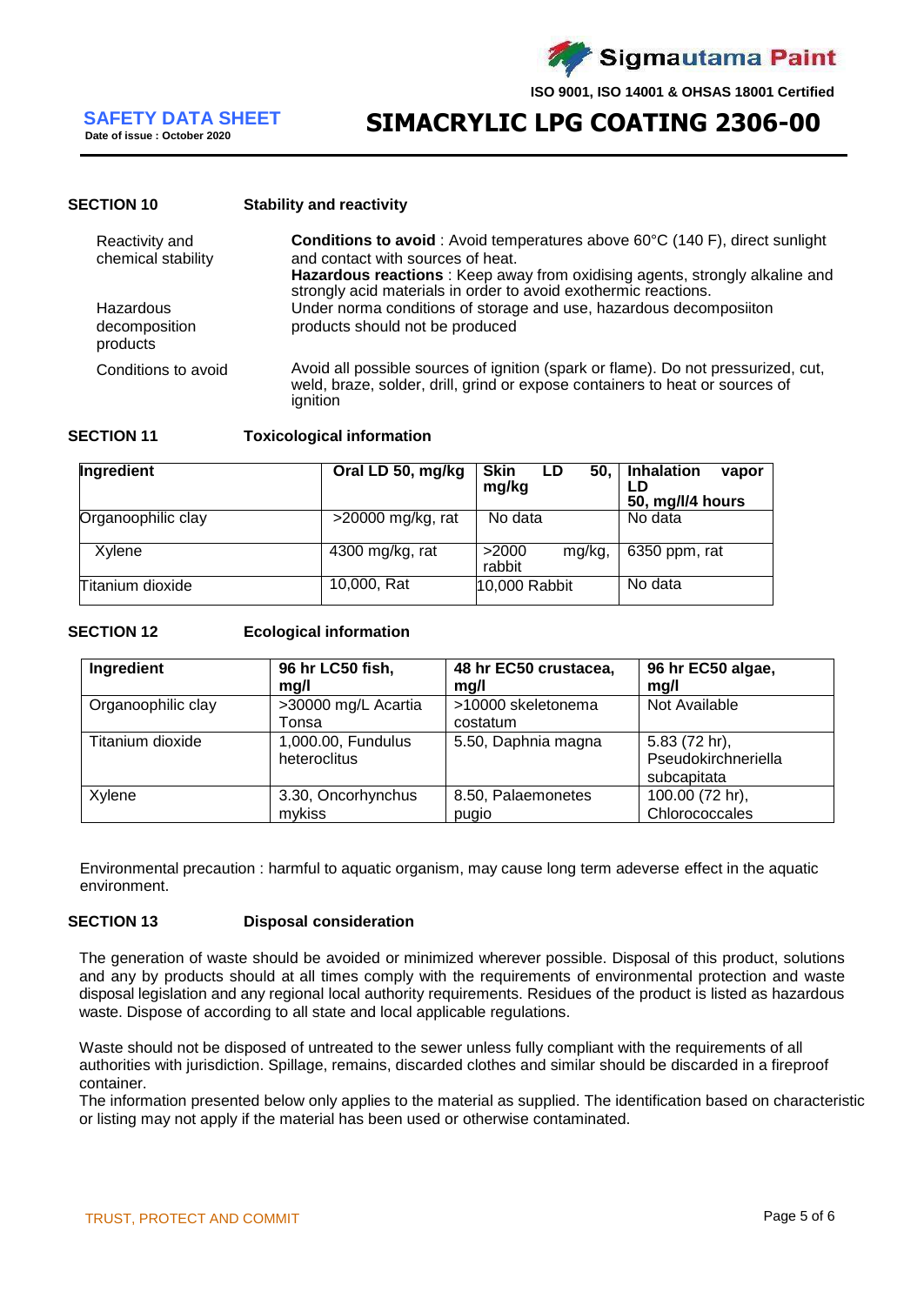## SECTION 10 Stability and reactivity

**Reactivity and chemical stability**

**Conditions to avoid** : Avoid temperatures above 60°C (140 F), direct sunlight and contact with sources of heat.

**Hazardous reactions** : Keep away from oxidising agents, strongly alkaline and strongly acid materials in order to avoid exothermic reactions.

**Hazardous decomposition products**

Under norma conditions of storage and use, hazardous decomposiiton products should not be produced

**Conditions to avoid**

Avoid all possible sources of ignition (spark or flame). Do not pressurized, cut, weld, braze, solder, drill, grind or expose containers to heat or sources of ignition

## SECTION 11 Toxicological information

| Ingredient | Oral LD 50, mg/kg | Skin LD 50, mg/kg | Inhalation vapor LD 50, mg/l/4 hours |
|---|---|---|---|
| Organoophilic clay | >20000 mg/kg, rat | No data | No data |
| Xylene | 4300 mg/kg, rat | >2000 mg/kg, rabbit | 6350 ppm, rat |
| Titanium dioxide | 10,000, Rat | 10,000 Rabbit | No data |

## SECTION 12 Ecological information

| Ingredient | 96 hr LC50 fish, mg/l | 48 hr EC50 crustacea, mg/l | 96 hr EC50 algae, mg/l |
|---|---|---|---|
| Organoophilic clay | >30000 mg/L Acartia Tonsa | >10000 skeletonema costatum | Not Available |
| Titanium dioxide | 1,000.00, Fundulus heteroclitus | 5.50, Daphnia magna | 5.83 (72 hr), Pseudokirchneriella subcapitata |
| Xylene | 3.30, Oncorhynchus mykiss | 8.50, Palaemonetes pugio | 100.00 (72 hr), Chlorococcales |

Environmental precaution : harmful to aquatic organism, may cause long term adeverse effect in the aquatic environment.

## SECTION 13 Disposal consideration

The generation of waste should be avoided or minimized wherever possible. Disposal of this product, solutions and any by products should at all times comply with the requirements of environmental protection and waste disposal legislation and any regional local authority requirements. Residues of the product is listed as hazardous waste. Dispose of according to all state and local applicable regulations.

Waste should not be disposed of untreated to the sewer unless fully compliant with the requirements of all authorities with jurisdiction. Spillage, remains, discarded clothes and similar should be discarded in a fireproof container.

The information presented below only applies to the material as supplied. The identification based on characteristic or listing may not apply if the material has been used or otherwise contaminated.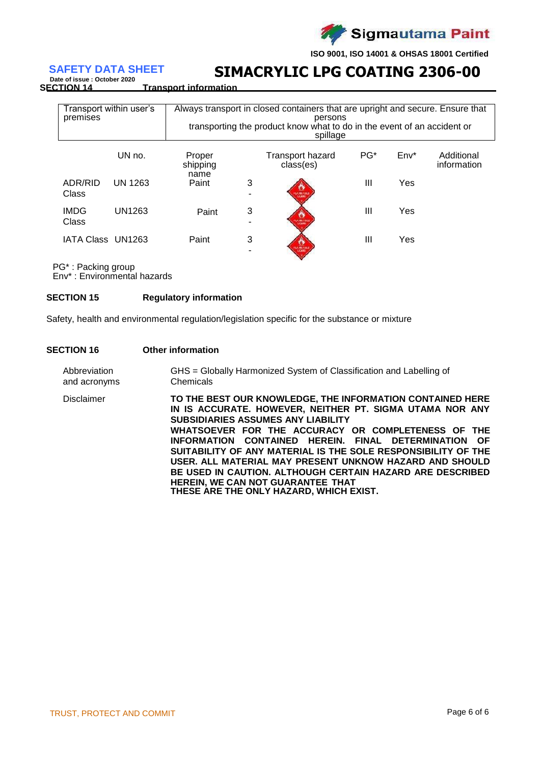## SECTION 14 Transport information

| | |
|---|---|
| Transport within user's premises | Always transport in closed containers that are upright and secure. Ensure that persons transporting the product know what to do in the event of an accident or spillage |

| | UN no. | Proper shipping name | Transport hazard class(es) | PG* | Env* | Additional information |
|---|---|---|---|---|---|---|
| ADR/RID Class | UN 1263 | Paint | 3 - | III | Yes | |
| IMDG Class | UN1263 | Paint | 3 - | III | Yes | |
| IATA Class | UN1263 | Paint | 3 - | III | Yes | |

PG* : Packing group
Env* : Environmental hazards

## SECTION 15 Regulatory information

Safety, health and environmental regulation/legislation specific for the substance or mixture

## SECTION 16 Other information

| | |
|---|---|
| Abbreviation and acronyms | GHS = Globally Harmonized System of Classification and Labelling of Chemicals |
| Disclaimer | **TO THE BEST OUR KNOWLEDGE, THE INFORMATION CONTAINED HERE IN IS ACCURATE. HOWEVER, NEITHER PT. SIGMA UTAMA NOR ANY SUBSIDIARIES ASSUMES ANY LIABILITY WHATSOEVER FOR THE ACCURACY OR COMPLETENESS OF THE INFORMATION CONTAINED HEREIN. FINAL DETERMINATION OF SUITABILITY OF ANY MATERIAL IS THE SOLE RESPONSIBILITY OF THE USER. ALL MATERIAL MAY PRESENT UNKNOW HAZARD AND SHOULD BE USED IN CAUTION. ALTHOUGH CERTAIN HAZARD ARE DESCRIBED HEREIN, WE CAN NOT GUARANTEE THAT THESE ARE THE ONLY HAZARD, WHICH EXIST.** |